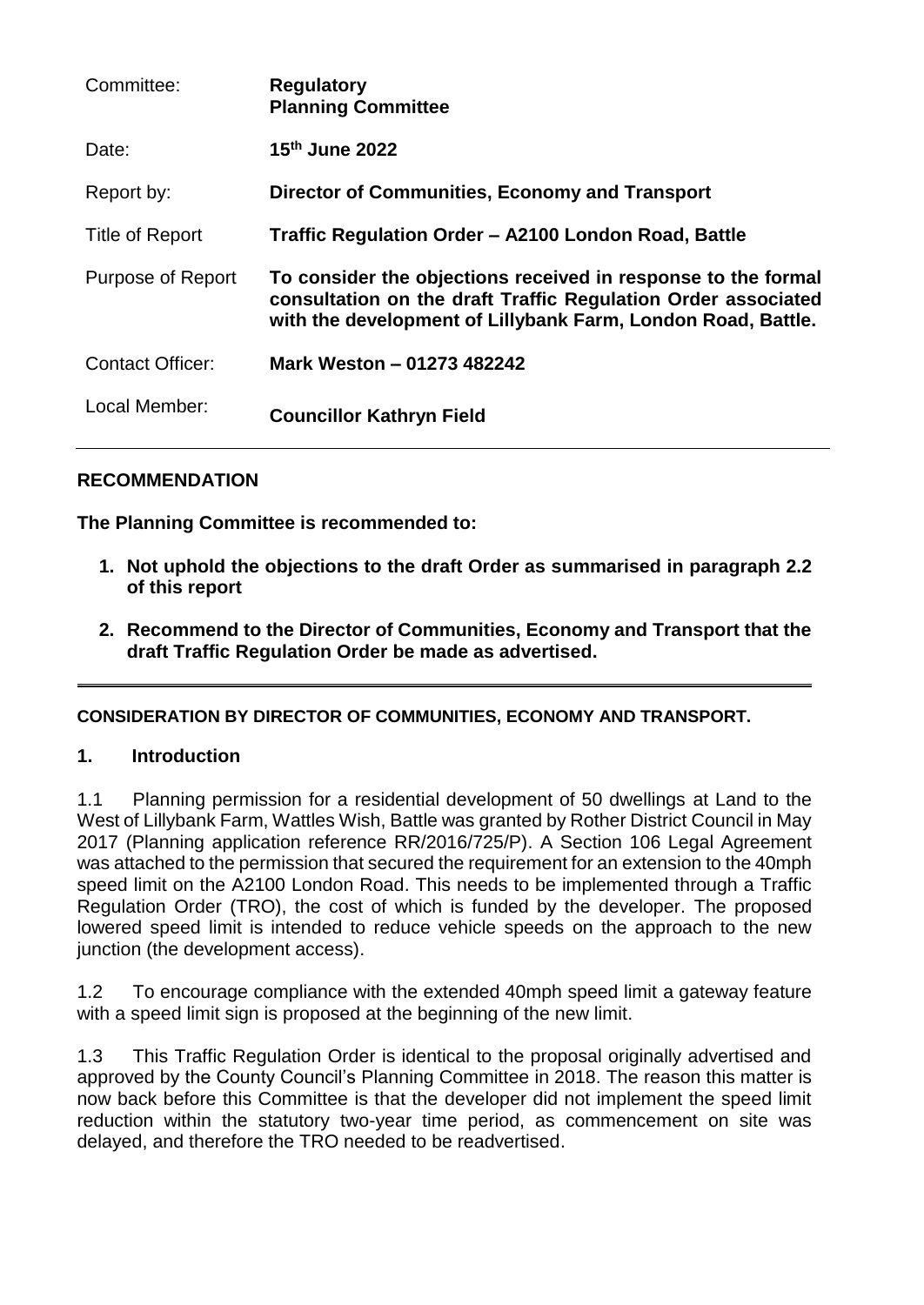| | |
|---|---|
| Committee: | **Regulatory Planning Committee** |
| Date: | **15th June 2022** |
| Report by: | **Director of Communities, Economy and Transport** |
| Title of Report | **Traffic Regulation Order – A2100 London Road, Battle** |
| Purpose of Report | **To consider the objections received in response to the formal consultation on the draft Traffic Regulation Order associated with the development of Lillybank Farm, London Road, Battle.** |
| Contact Officer: | **Mark Weston – 01273 482242** |
| Local Member: | **Councillor Kathryn Field** |

## RECOMMENDATION

**The Planning Committee is recommended to:**

1. **Not uphold the objections to the draft Order as summarised in paragraph 2.2 of this report**
2. **Recommend to the Director of Communities, Economy and Transport that the draft Traffic Regulation Order be made as advertised.**

---

**CONSIDERATION BY DIRECTOR OF COMMUNITIES, ECONOMY AND TRANSPORT.**

## 1. Introduction

1.1 Planning permission for a residential development of 50 dwellings at Land to the West of Lillybank Farm, Wattles Wish, Battle was granted by Rother District Council in May 2017 (Planning application reference RR/2016/725/P). A Section 106 Legal Agreement was attached to the permission that secured the requirement for an extension to the 40mph speed limit on the A2100 London Road. This needs to be implemented through a Traffic Regulation Order (TRO), the cost of which is funded by the developer. The proposed lowered speed limit is intended to reduce vehicle speeds on the approach to the new junction (the development access).

1.2 To encourage compliance with the extended 40mph speed limit a gateway feature with a speed limit sign is proposed at the beginning of the new limit.

1.3 This Traffic Regulation Order is identical to the proposal originally advertised and approved by the County Council's Planning Committee in 2018. The reason this matter is now back before this Committee is that the developer did not implement the speed limit reduction within the statutory two-year time period, as commencement on site was delayed, and therefore the TRO needed to be readvertised.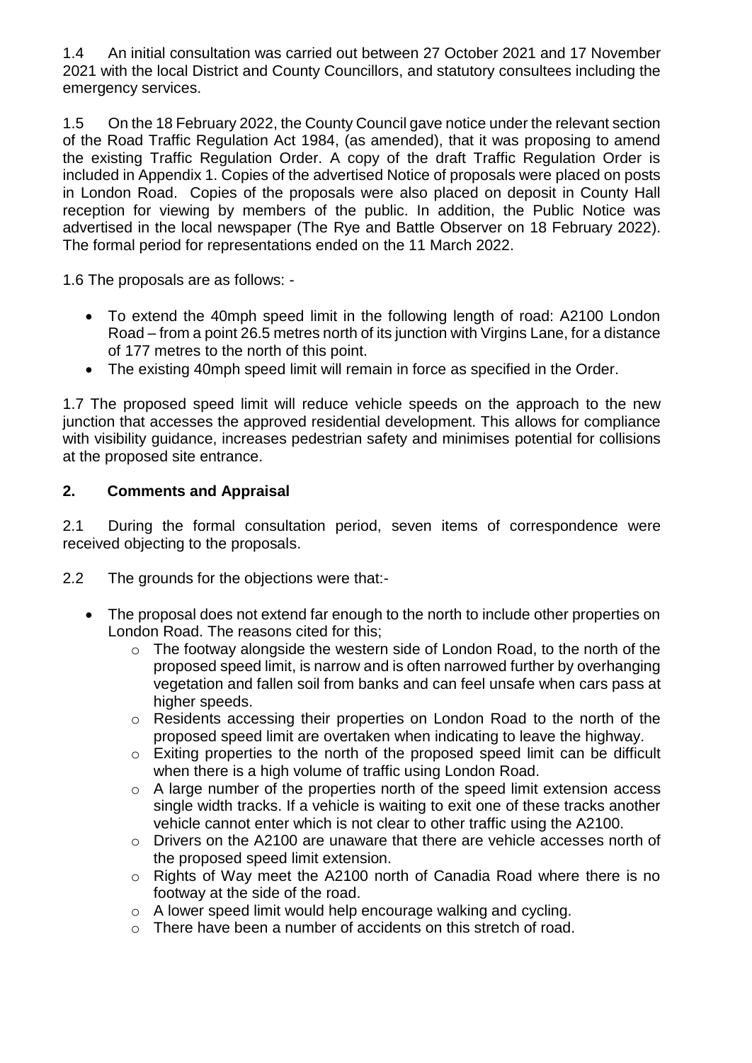1.4 An initial consultation was carried out between 27 October 2021 and 17 November 2021 with the local District and County Councillors, and statutory consultees including the emergency services.

1.5 On the 18 February 2022, the County Council gave notice under the relevant section of the Road Traffic Regulation Act 1984, (as amended), that it was proposing to amend the existing Traffic Regulation Order. A copy of the draft Traffic Regulation Order is included in Appendix 1. Copies of the advertised Notice of proposals were placed on posts in London Road. Copies of the proposals were also placed on deposit in County Hall reception for viewing by members of the public. In addition, the Public Notice was advertised in the local newspaper (The Rye and Battle Observer on 18 February 2022). The formal period for representations ended on the 11 March 2022.

1.6 The proposals are as follows: -

- To extend the 40mph speed limit in the following length of road: A2100 London Road – from a point 26.5 metres north of its junction with Virgins Lane, for a distance of 177 metres to the north of this point.
- The existing 40mph speed limit will remain in force as specified in the Order.

1.7 The proposed speed limit will reduce vehicle speeds on the approach to the new junction that accesses the approved residential development. This allows for compliance with visibility guidance, increases pedestrian safety and minimises potential for collisions at the proposed site entrance.

## 2. Comments and Appraisal

2.1 During the formal consultation period, seven items of correspondence were received objecting to the proposals.

2.2 The grounds for the objections were that:-

- The proposal does not extend far enough to the north to include other properties on London Road. The reasons cited for this;
  - The footway alongside the western side of London Road, to the north of the proposed speed limit, is narrow and is often narrowed further by overhanging vegetation and fallen soil from banks and can feel unsafe when cars pass at higher speeds.
  - Residents accessing their properties on London Road to the north of the proposed speed limit are overtaken when indicating to leave the highway.
  - Exiting properties to the north of the proposed speed limit can be difficult when there is a high volume of traffic using London Road.
  - A large number of the properties north of the speed limit extension access single width tracks. If a vehicle is waiting to exit one of these tracks another vehicle cannot enter which is not clear to other traffic using the A2100.
  - Drivers on the A2100 are unaware that there are vehicle accesses north of the proposed speed limit extension.
  - Rights of Way meet the A2100 north of Canadia Road where there is no footway at the side of the road.
  - A lower speed limit would help encourage walking and cycling.
  - There have been a number of accidents on this stretch of road.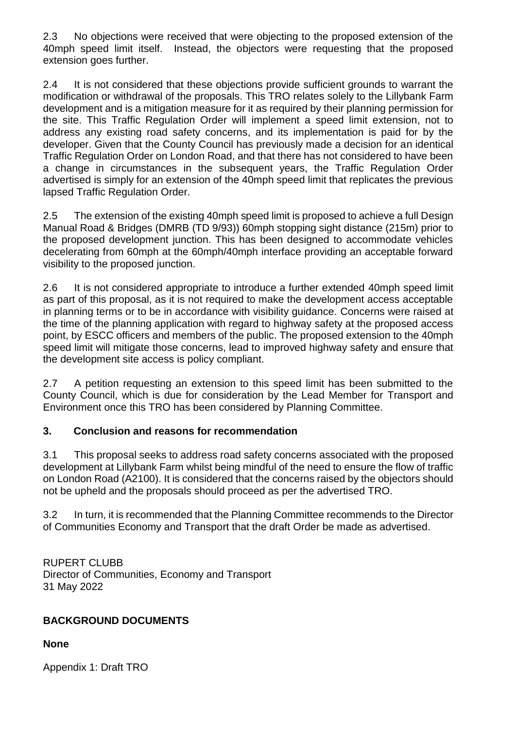2.3 No objections were received that were objecting to the proposed extension of the 40mph speed limit itself. Instead, the objectors were requesting that the proposed extension goes further.

2.4 It is not considered that these objections provide sufficient grounds to warrant the modification or withdrawal of the proposals. This TRO relates solely to the Lillybank Farm development and is a mitigation measure for it as required by their planning permission for the site. This Traffic Regulation Order will implement a speed limit extension, not to address any existing road safety concerns, and its implementation is paid for by the developer. Given that the County Council has previously made a decision for an identical Traffic Regulation Order on London Road, and that there has not considered to have been a change in circumstances in the subsequent years, the Traffic Regulation Order advertised is simply for an extension of the 40mph speed limit that replicates the previous lapsed Traffic Regulation Order.

2.5 The extension of the existing 40mph speed limit is proposed to achieve a full Design Manual Road & Bridges (DMRB (TD 9/93)) 60mph stopping sight distance (215m) prior to the proposed development junction. This has been designed to accommodate vehicles decelerating from 60mph at the 60mph/40mph interface providing an acceptable forward visibility to the proposed junction.

2.6 It is not considered appropriate to introduce a further extended 40mph speed limit as part of this proposal, as it is not required to make the development access acceptable in planning terms or to be in accordance with visibility guidance. Concerns were raised at the time of the planning application with regard to highway safety at the proposed access point, by ESCC officers and members of the public. The proposed extension to the 40mph speed limit will mitigate those concerns, lead to improved highway safety and ensure that the development site access is policy compliant.

2.7 A petition requesting an extension to this speed limit has been submitted to the County Council, which is due for consideration by the Lead Member for Transport and Environment once this TRO has been considered by Planning Committee.

### 3. Conclusion and reasons for recommendation

3.1 This proposal seeks to address road safety concerns associated with the proposed development at Lillybank Farm whilst being mindful of the need to ensure the flow of traffic on London Road (A2100). It is considered that the concerns raised by the objectors should not be upheld and the proposals should proceed as per the advertised TRO.

3.2 In turn, it is recommended that the Planning Committee recommends to the Director of Communities Economy and Transport that the draft Order be made as advertised.

RUPERT CLUBB
Director of Communities, Economy and Transport
31 May 2022

**BACKGROUND DOCUMENTS**

**None**

Appendix 1: Draft TRO